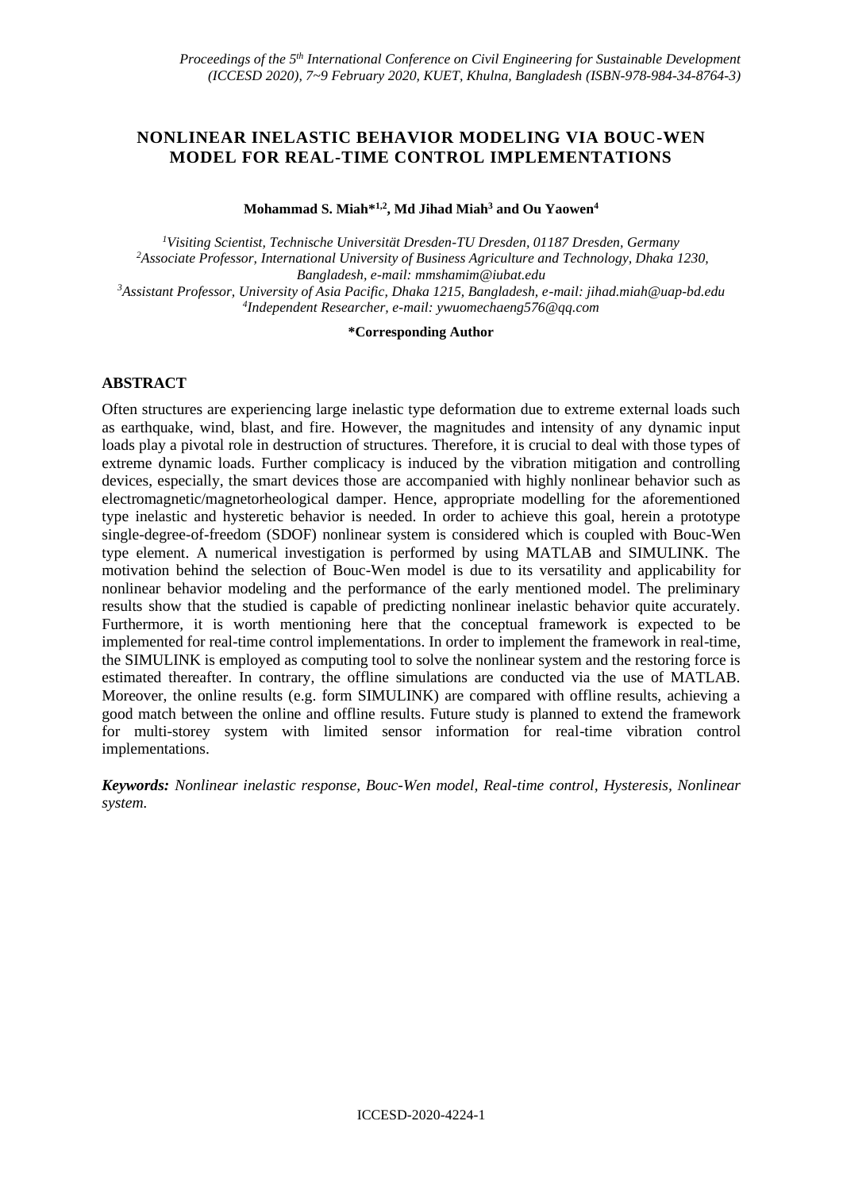# NONLINEAR INELASTIC BEHAVIOR MODELING VIA BOUC-WEN MODEL FOR REAL-TIME CONTROL IMPLEMENTATIONS

**Mohammad S. Miah*[1,2], Md Jihad Miah[3] and Ou Yaowen[4]**

*[1]Visiting Scientist, Technische Universität Dresden-TU Dresden, 01187 Dresden, Germany*
*[2]Associate Professor, International University of Business Agriculture and Technology, Dhaka 1230, Bangladesh, e-mail: mmshamim@iubat.edu*
*[3]Assistant Professor, University of Asia Pacific, Dhaka 1215, Bangladesh, e-mail: jihad.miah@uap-bd.edu*
*[4]Independent Researcher, e-mail: ywuomechaeng576@qq.com*

**\*Corresponding Author**

## ABSTRACT

Often structures are experiencing large inelastic type deformation due to extreme external loads such as earthquake, wind, blast, and fire. However, the magnitudes and intensity of any dynamic input loads play a pivotal role in destruction of structures. Therefore, it is crucial to deal with those types of extreme dynamic loads. Further complicacy is induced by the vibration mitigation and controlling devices, especially, the smart devices those are accompanied with highly nonlinear behavior such as electromagnetic/magnetorheological damper. Hence, appropriate modelling for the aforementioned type inelastic and hysteretic behavior is needed. In order to achieve this goal, herein a prototype single-degree-of-freedom (SDOF) nonlinear system is considered which is coupled with Bouc-Wen type element. A numerical investigation is performed by using MATLAB and SIMULINK. The motivation behind the selection of Bouc-Wen model is due to its versatility and applicability for nonlinear behavior modeling and the performance of the early mentioned model. The preliminary results show that the studied is capable of predicting nonlinear inelastic behavior quite accurately. Furthermore, it is worth mentioning here that the conceptual framework is expected to be implemented for real-time control implementations. In order to implement the framework in real-time, the SIMULINK is employed as computing tool to solve the nonlinear system and the restoring force is estimated thereafter. In contrary, the offline simulations are conducted via the use of MATLAB. Moreover, the online results (e.g. form SIMULINK) are compared with offline results, achieving a good match between the online and offline results. Future study is planned to extend the framework for multi-storey system with limited sensor information for real-time vibration control implementations.

***Keywords:*** *Nonlinear inelastic response, Bouc-Wen model, Real-time control, Hysteresis, Nonlinear system.*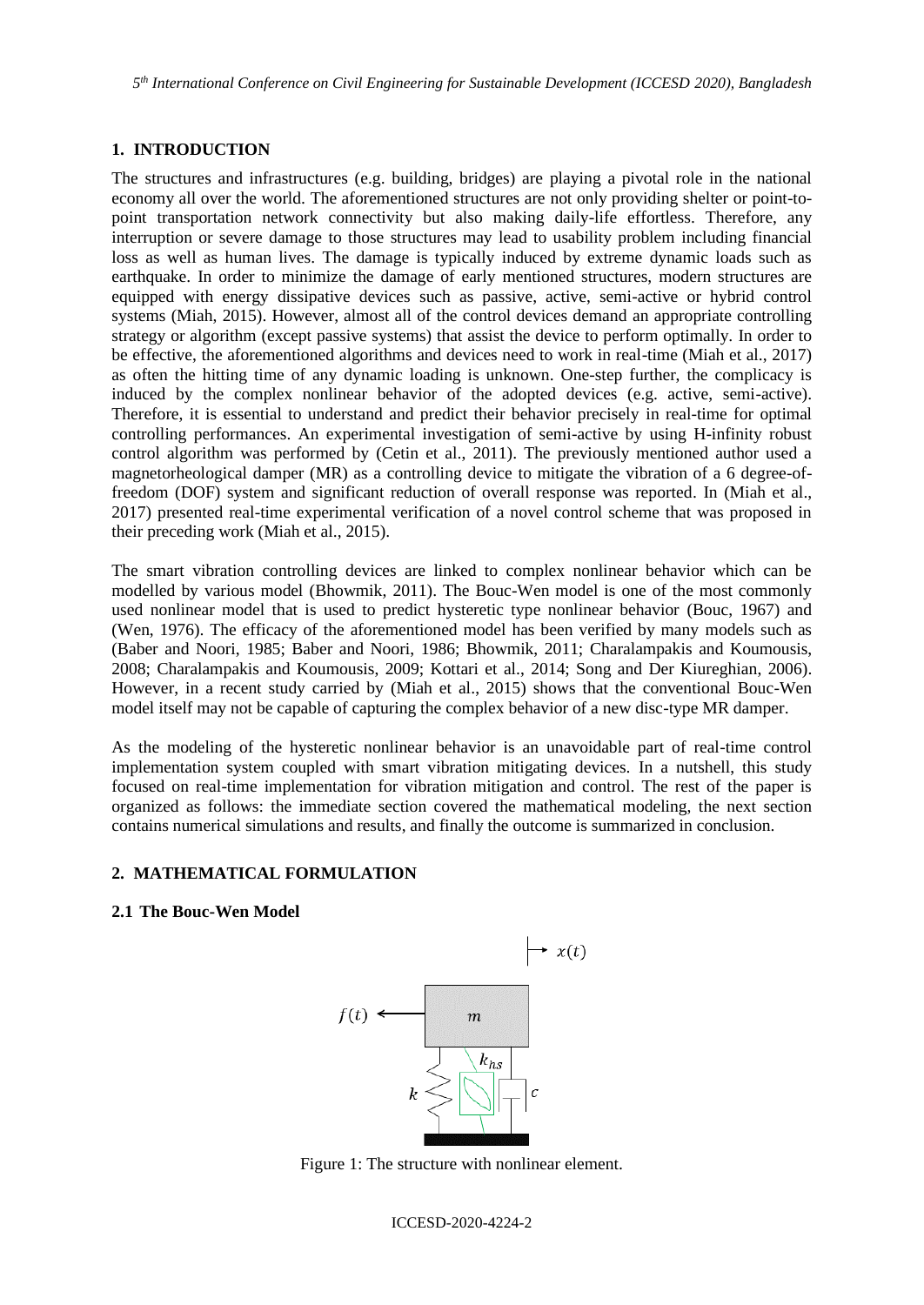## 1. INTRODUCTION

The structures and infrastructures (e.g. building, bridges) are playing a pivotal role in the national economy all over the world. The aforementioned structures are not only providing shelter or point-to-point transportation network connectivity but also making daily-life effortless. Therefore, any interruption or severe damage to those structures may lead to usability problem including financial loss as well as human lives. The damage is typically induced by extreme dynamic loads such as earthquake. In order to minimize the damage of early mentioned structures, modern structures are equipped with energy dissipative devices such as passive, active, semi-active or hybrid control systems (Miah, 2015). However, almost all of the control devices demand an appropriate controlling strategy or algorithm (except passive systems) that assist the device to perform optimally. In order to be effective, the aforementioned algorithms and devices need to work in real-time (Miah et al., 2017) as often the hitting time of any dynamic loading is unknown. One-step further, the complicacy is induced by the complex nonlinear behavior of the adopted devices (e.g. active, semi-active). Therefore, it is essential to understand and predict their behavior precisely in real-time for optimal controlling performances. An experimental investigation of semi-active by using H-infinity robust control algorithm was performed by (Cetin et al., 2011). The previously mentioned author used a magnetorheological damper (MR) as a controlling device to mitigate the vibration of a 6 degree-of-freedom (DOF) system and significant reduction of overall response was reported. In (Miah et al., 2017) presented real-time experimental verification of a novel control scheme that was proposed in their preceding work (Miah et al., 2015).

The smart vibration controlling devices are linked to complex nonlinear behavior which can be modelled by various model (Bhowmik, 2011). The Bouc-Wen model is one of the most commonly used nonlinear model that is used to predict hysteretic type nonlinear behavior (Bouc, 1967) and (Wen, 1976). The efficacy of the aforementioned model has been verified by many models such as (Baber and Noori, 1985; Baber and Noori, 1986; Bhowmik, 2011; Charalampakis and Koumousis, 2008; Charalampakis and Koumousis, 2009; Kottari et al., 2014; Song and Der Kiureghian, 2006). However, in a recent study carried by (Miah et al., 2015) shows that the conventional Bouc-Wen model itself may not be capable of capturing the complex behavior of a new disc-type MR damper.

As the modeling of the hysteretic nonlinear behavior is an unavoidable part of real-time control implementation system coupled with smart vibration mitigating devices. In a nutshell, this study focused on real-time implementation for vibration mitigation and control. The rest of the paper is organized as follows: the immediate section covered the mathematical modeling, the next section contains numerical simulations and results, and finally the outcome is summarized in conclusion.

## 2. MATHEMATICAL FORMULATION

### 2.1 The Bouc-Wen Model

Figure 1: The structure with nonlinear element.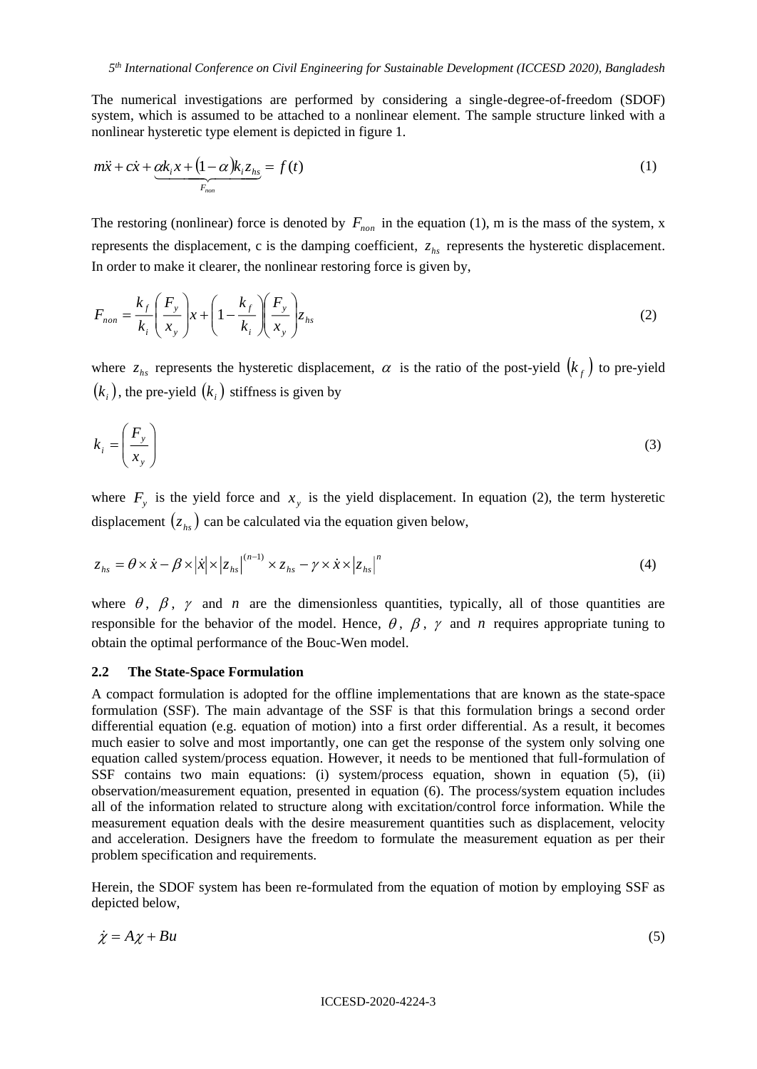The numerical investigations are performed by considering a single-degree-of-freedom (SDOF) system, which is assumed to be attached to a nonlinear element. The sample structure linked with a nonlinear hysteretic type element is depicted in figure 1.

$$m\ddot{x} + c\dot{x} + \underbrace{\alpha k_i x + (1-\alpha) k_i z_{hs}}_{F_{non}} = f(t) \tag{1}$$

The restoring (nonlinear) force is denoted by $F_{non}$ in the equation (1), m is the mass of the system, x represents the displacement, c is the damping coefficient, $z_{hs}$ represents the hysteretic displacement. In order to make it clearer, the nonlinear restoring force is given by,

$$F_{non} = \frac{k_f}{k_i}\left(\frac{F_y}{x_y}\right)x + \left(1 - \frac{k_f}{k_i}\right)\left(\frac{F_y}{x_y}\right)z_{hs} \tag{2}$$

where $z_{hs}$ represents the hysteretic displacement, $\alpha$ is the ratio of the post-yield $(k_f)$ to pre-yield $(k_i)$, the pre-yield $(k_i)$ stiffness is given by

$$k_i = \left(\frac{F_y}{x_y}\right) \tag{3}$$

where $F_y$ is the yield force and $x_y$ is the yield displacement. In equation (2), the term hysteretic displacement $(z_{hs})$ can be calculated via the equation given below,

$$z_{hs} = \theta \times \dot{x} - \beta \times |\dot{x}| \times |z_{hs}|^{(n-1)} \times z_{hs} - \gamma \times \dot{x} \times |z_{hs}|^{n} \tag{4}$$

where $\theta$, $\beta$, $\gamma$ and $n$ are the dimensionless quantities, typically, all of those quantities are responsible for the behavior of the model. Hence, $\theta$, $\beta$, $\gamma$ and $n$ requires appropriate tuning to obtain the optimal performance of the Bouc-Wen model.

### 2.2 The State-Space Formulation

A compact formulation is adopted for the offline implementations that are known as the state-space formulation (SSF). The main advantage of the SSF is that this formulation brings a second order differential equation (e.g. equation of motion) into a first order differential. As a result, it becomes much easier to solve and most importantly, one can get the response of the system only solving one equation called system/process equation. However, it needs to be mentioned that full-formulation of SSF contains two main equations: (i) system/process equation, shown in equation (5), (ii) observation/measurement equation, presented in equation (6). The process/system equation includes all of the information related to structure along with excitation/control force information. While the measurement equation deals with the desire measurement quantities such as displacement, velocity and acceleration. Designers have the freedom to formulate the measurement equation as per their problem specification and requirements.

Herein, the SDOF system has been re-formulated from the equation of motion by employing SSF as depicted below,

$$\dot{\chi} = A\chi + Bu \tag{5}$$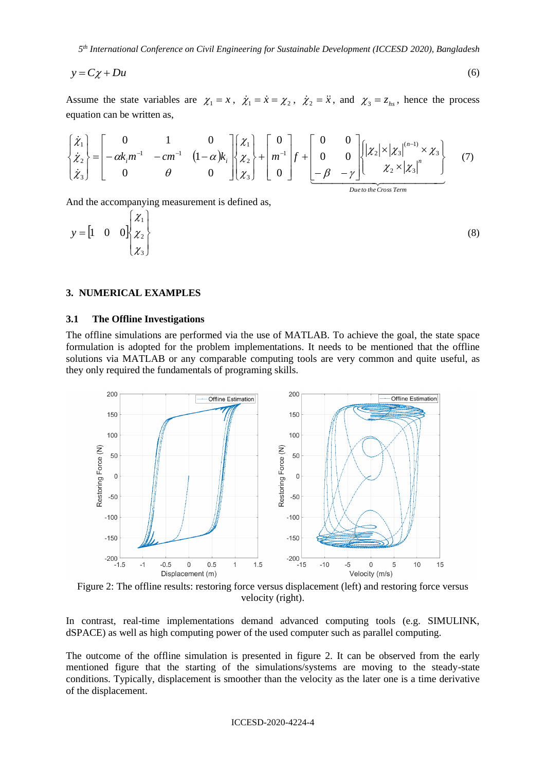$$y = C\chi + Du \tag{6}$$

Assume the state variables are $\chi_1 = x$, $\dot{\chi}_1 = \dot{x} = \chi_2$, $\dot{\chi}_2 = \ddot{x}$, and $\chi_3 = z_{hs}$, hence the process equation can be written as,

$$\begin{Bmatrix} \dot{\chi}_1 \\ \dot{\chi}_2 \\ \dot{\chi}_3 \end{Bmatrix} = \begin{bmatrix} 0 & 1 & 0 \\ -\alpha k_i m^{-1} & -cm^{-1} & (1-\alpha)k_i \\ 0 & \theta & 0 \end{bmatrix} \begin{Bmatrix} \chi_1 \\ \chi_2 \\ \chi_3 \end{Bmatrix} + \begin{bmatrix} 0 \\ m^{-1} \\ 0 \end{bmatrix} f + \underbrace{\begin{bmatrix} 0 & 0 \\ 0 & 0 \\ -\beta & -\gamma \end{bmatrix} \begin{Bmatrix} |\chi_2| \times |\chi_3|^{(n-1)} \times \chi_3 \\ \chi_2 \times |\chi_3|^n \end{Bmatrix}}_{\textit{Due to the Cross Term}} \tag{7}$$

And the accompanying measurement is defined as,

$$y = \begin{bmatrix} 1 & 0 & 0 \end{bmatrix} \begin{Bmatrix} \chi_1 \\ \chi_2 \\ \chi_3 \end{Bmatrix} \tag{8}$$

## 3. NUMERICAL EXAMPLES

### 3.1 The Offline Investigations

The offline simulations are performed via the use of MATLAB. To achieve the goal, the state space formulation is adopted for the problem implementations. It needs to be mentioned that the offline solutions via MATLAB or any comparable computing tools are very common and quite useful, as they only required the fundamentals of programing skills.

Figure 2: The offline results: restoring force versus displacement (left) and restoring force versus velocity (right).

In contrast, real-time implementations demand advanced computing tools (e.g. SIMULINK, dSPACE) as well as high computing power of the used computer such as parallel computing.

The outcome of the offline simulation is presented in figure 2. It can be observed from the early mentioned figure that the starting of the simulations/systems are moving to the steady-state conditions. Typically, displacement is smoother than the velocity as the later one is a time derivative of the displacement.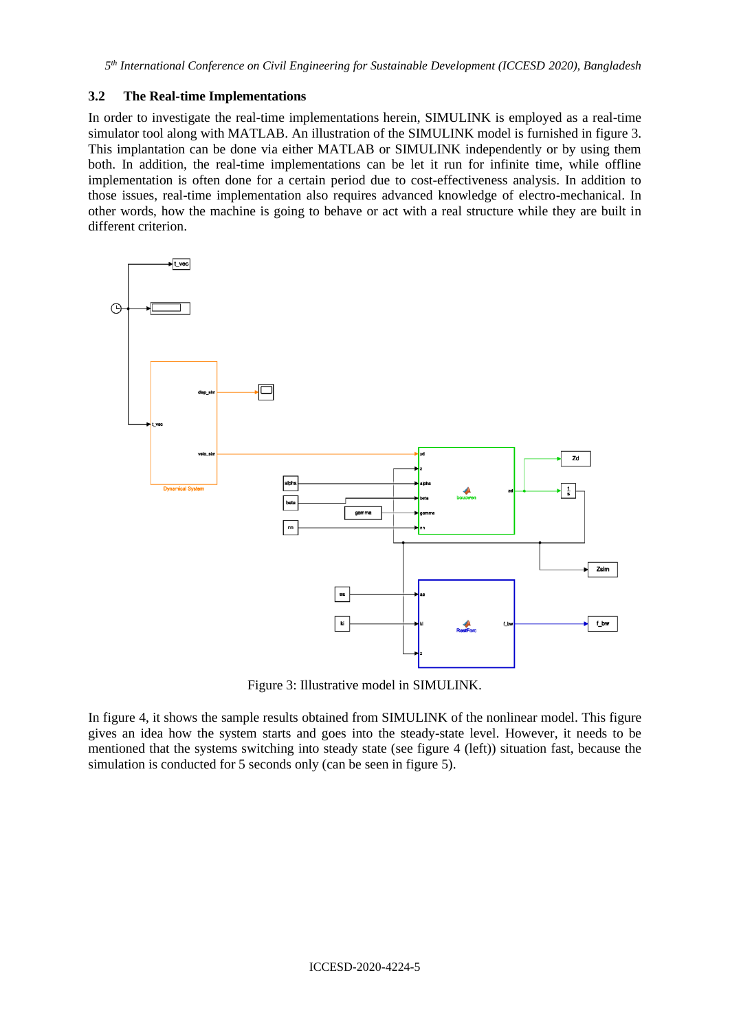### 3.2 The Real-time Implementations

In order to investigate the real-time implementations herein, SIMULINK is employed as a real-time simulator tool along with MATLAB. An illustration of the SIMULINK model is furnished in figure 3. This implantation can be done via either MATLAB or SIMULINK independently or by using them both. In addition, the real-time implementations can be let it run for infinite time, while offline implementation is often done for a certain period due to cost-effectiveness analysis. In addition to those issues, real-time implementation also requires advanced knowledge of electro-mechanical. In other words, how the machine is going to behave or act with a real structure while they are built in different criterion.

Figure 3: Illustrative model in SIMULINK.

In figure 4, it shows the sample results obtained from SIMULINK of the nonlinear model. This figure gives an idea how the system starts and goes into the steady-state level. However, it needs to be mentioned that the systems switching into steady state (see figure 4 (left)) situation fast, because the simulation is conducted for 5 seconds only (can be seen in figure 5).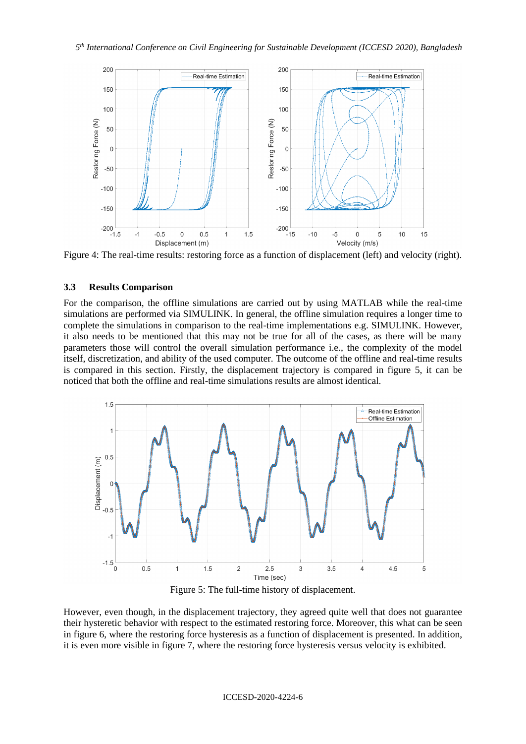Figure 4: The real-time results: restoring force as a function of displacement (left) and velocity (right).

### 3.3 Results Comparison

For the comparison, the offline simulations are carried out by using MATLAB while the real-time simulations are performed via SIMULINK. In general, the offline simulation requires a longer time to complete the simulations in comparison to the real-time implementations e.g. SIMULINK. However, it also needs to be mentioned that this may not be true for all of the cases, as there will be many parameters those will control the overall simulation performance i.e., the complexity of the model itself, discretization, and ability of the used computer. The outcome of the offline and real-time results is compared in this section. Firstly, the displacement trajectory is compared in figure 5, it can be noticed that both the offline and real-time simulations results are almost identical.

Figure 5: The full-time history of displacement.

However, even though, in the displacement trajectory, they agreed quite well that does not guarantee their hysteretic behavior with respect to the estimated restoring force. Moreover, this what can be seen in figure 6, where the restoring force hysteresis as a function of displacement is presented. In addition, it is even more visible in figure 7, where the restoring force hysteresis versus velocity is exhibited.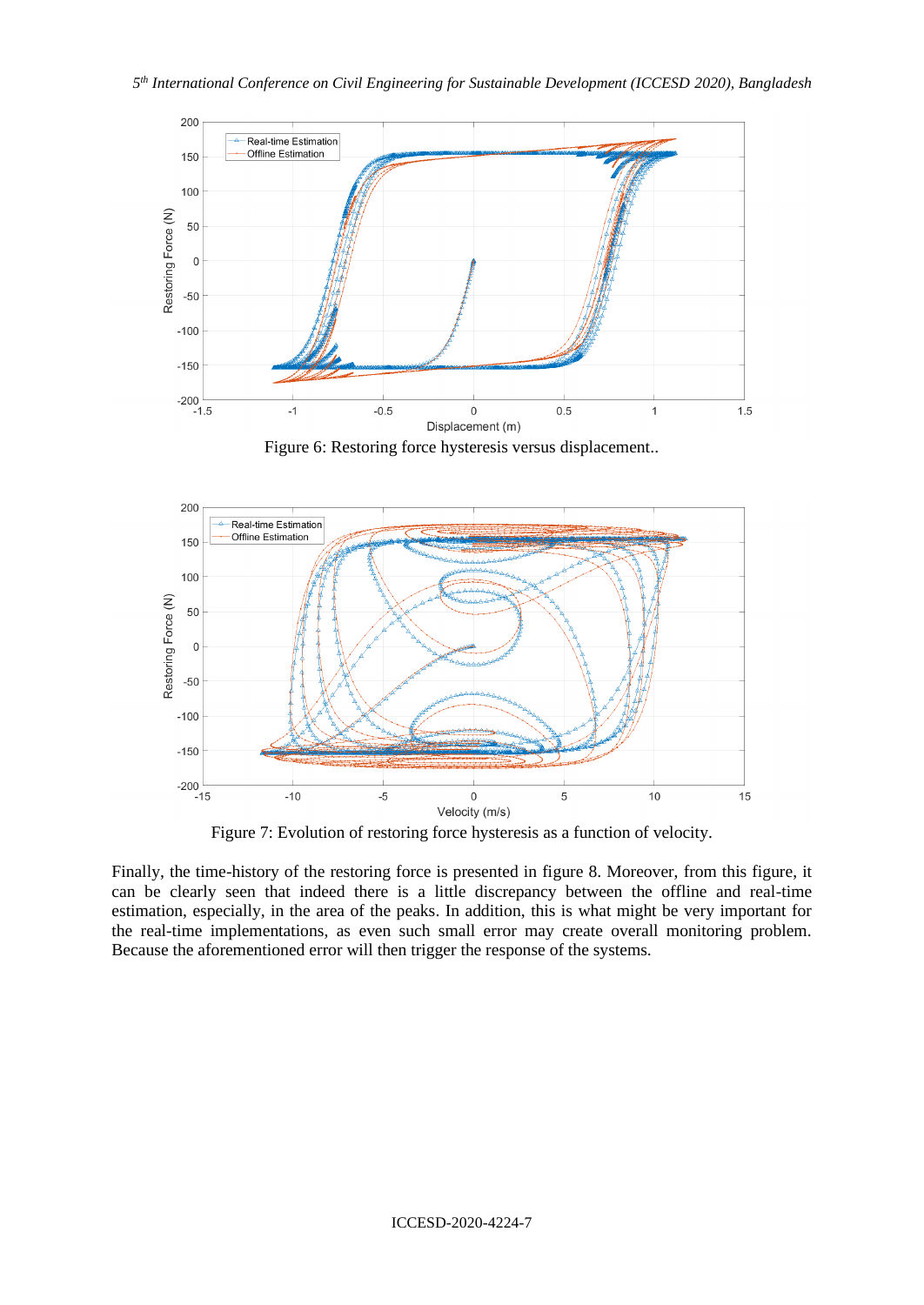Figure 6: Restoring force hysteresis versus displacement..

Figure 7: Evolution of restoring force hysteresis as a function of velocity.

Finally, the time-history of the restoring force is presented in figure 8. Moreover, from this figure, it can be clearly seen that indeed there is a little discrepancy between the offline and real-time estimation, especially, in the area of the peaks. In addition, this is what might be very important for the real-time implementations, as even such small error may create overall monitoring problem. Because the aforementioned error will then trigger the response of the systems.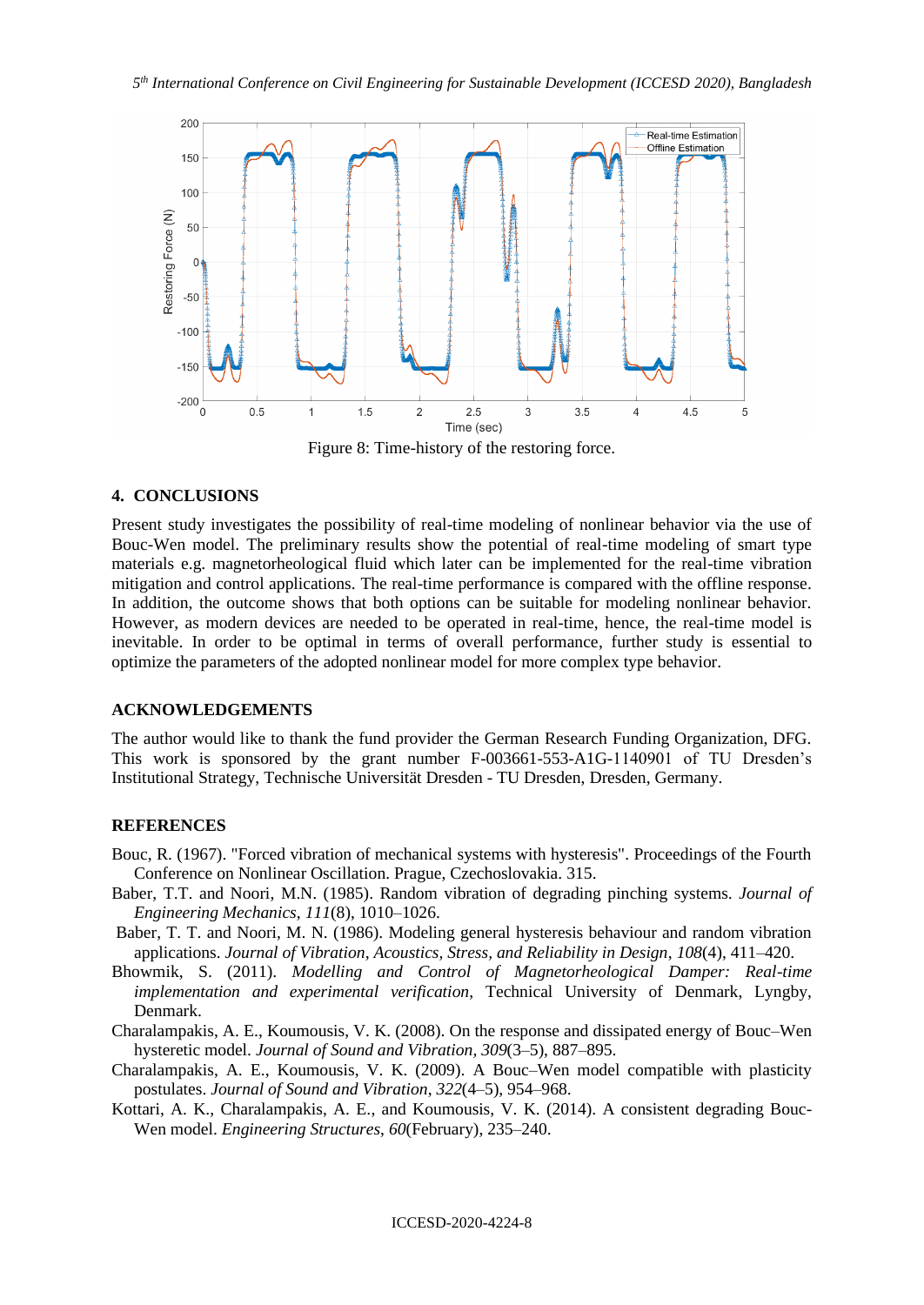Figure 8: Time-history of the restoring force.

## 4. CONCLUSIONS

Present study investigates the possibility of real-time modeling of nonlinear behavior via the use of Bouc-Wen model. The preliminary results show the potential of real-time modeling of smart type materials e.g. magnetorheological fluid which later can be implemented for the real-time vibration mitigation and control applications. The real-time performance is compared with the offline response. In addition, the outcome shows that both options can be suitable for modeling nonlinear behavior. However, as modern devices are needed to be operated in real-time, hence, the real-time model is inevitable. In order to be optimal in terms of overall performance, further study is essential to optimize the parameters of the adopted nonlinear model for more complex type behavior.

## ACKNOWLEDGEMENTS

The author would like to thank the fund provider the German Research Funding Organization, DFG. This work is sponsored by the grant number F-003661-553-A1G-1140901 of TU Dresden's Institutional Strategy, Technische Universität Dresden - TU Dresden, Dresden, Germany.

## REFERENCES

Bouc, R. (1967). "Forced vibration of mechanical systems with hysteresis". Proceedings of the Fourth Conference on Nonlinear Oscillation. Prague, Czechoslovakia. 315.

Baber, T.T. and Noori, M.N. (1985). Random vibration of degrading pinching systems. *Journal of Engineering Mechanics*, *111*(8), 1010–1026.

Baber, T. T. and Noori, M. N. (1986). Modeling general hysteresis behaviour and random vibration applications. *Journal of Vibration, Acoustics, Stress, and Reliability in Design*, *108*(4), 411–420.

Bhowmik, S. (2011). *Modelling and Control of Magnetorheological Damper: Real-time implementation and experimental verification*, Technical University of Denmark, Lyngby, Denmark.

Charalampakis, A. E., Koumousis, V. K. (2008). On the response and dissipated energy of Bouc–Wen hysteretic model. *Journal of Sound and Vibration*, *309*(3–5), 887–895.

Charalampakis, A. E., Koumousis, V. K. (2009). A Bouc–Wen model compatible with plasticity postulates. *Journal of Sound and Vibration*, *322*(4–5), 954–968.

Kottari, A. K., Charalampakis, A. E., and Koumousis, V. K. (2014). A consistent degrading Bouc-Wen model. *Engineering Structures*, *60*(February), 235–240.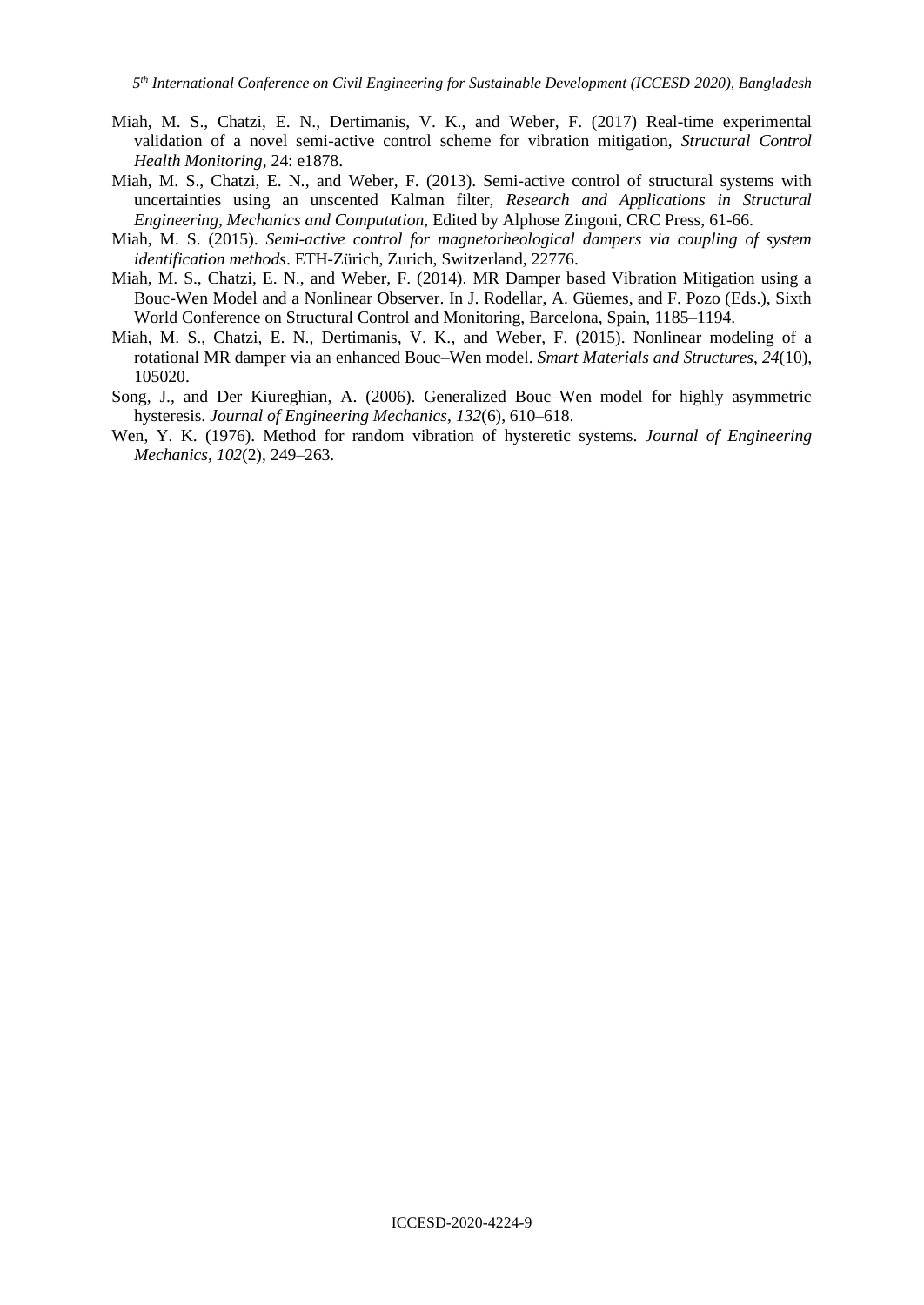Miah, M. S., Chatzi, E. N., Dertimanis, V. K., and Weber, F. (2017) Real-time experimental validation of a novel semi-active control scheme for vibration mitigation, *Structural Control Health Monitoring*, 24: e1878.

Miah, M. S., Chatzi, E. N., and Weber, F. (2013). Semi-active control of structural systems with uncertainties using an unscented Kalman filter, *Research and Applications in Structural Engineering, Mechanics and Computation*, Edited by Alphose Zingoni, CRC Press, 61-66.

Miah, M. S. (2015). *Semi-active control for magnetorheological dampers via coupling of system identification methods*. ETH-Zürich, Zurich, Switzerland, 22776.

Miah, M. S., Chatzi, E. N., and Weber, F. (2014). MR Damper based Vibration Mitigation using a Bouc-Wen Model and a Nonlinear Observer. In J. Rodellar, A. Güemes, and F. Pozo (Eds.), Sixth World Conference on Structural Control and Monitoring, Barcelona, Spain, 1185–1194.

Miah, M. S., Chatzi, E. N., Dertimanis, V. K., and Weber, F. (2015). Nonlinear modeling of a rotational MR damper via an enhanced Bouc–Wen model. *Smart Materials and Structures*, *24*(10), 105020.

Song, J., and Der Kiureghian, A. (2006). Generalized Bouc–Wen model for highly asymmetric hysteresis. *Journal of Engineering Mechanics*, *132*(6), 610–618.

Wen, Y. K. (1976). Method for random vibration of hysteretic systems. *Journal of Engineering Mechanics*, *102*(2), 249–263.